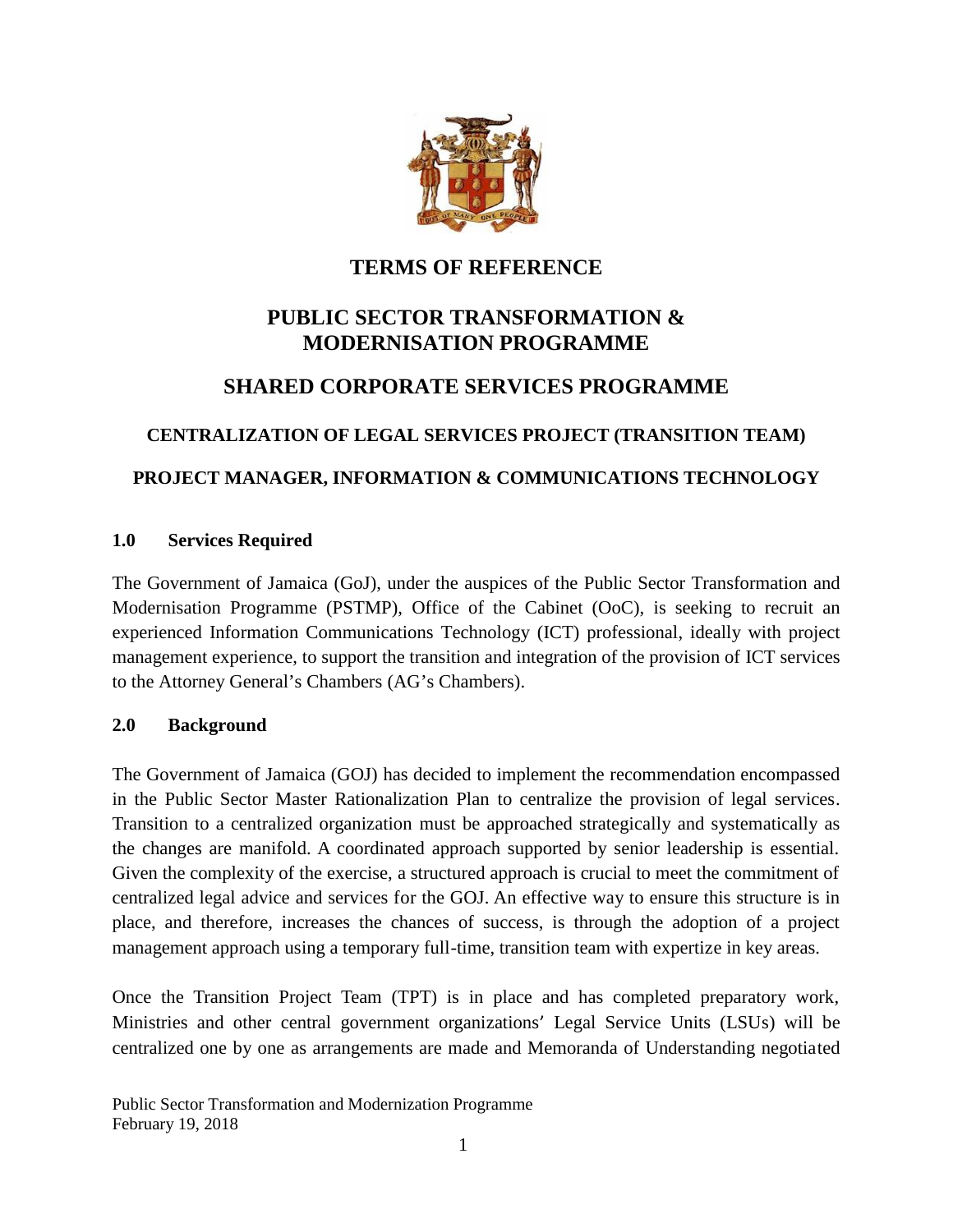# TERMS OF REFERENCE

## PUBLIC SECTOR TRANSFORMATION & MODERNISATION PROGRAMME

## SHARED CORPORATE SERVICES PROGRAMME

### CENTRALIZATION OF LEGAL SERVICES PROJECT (TRANSITION TEAM)

### PROJECT MANAGER, INFORMATION & COMMUNICATIONS TECHNOLOGY

### 1.0 Services Required

The Government of Jamaica (GoJ), under the auspices of the Public Sector Transformation and Modernisation Programme (PSTMP), Office of the Cabinet (OoC), is seeking to recruit an experienced Information Communications Technology (ICT) professional, ideally with project management experience, to support the transition and integration of the provision of ICT services to the Attorney General's Chambers (AG's Chambers).

### 2.0 Background

The Government of Jamaica (GOJ) has decided to implement the recommendation encompassed in the Public Sector Master Rationalization Plan to centralize the provision of legal services. Transition to a centralized organization must be approached strategically and systematically as the changes are manifold. A coordinated approach supported by senior leadership is essential. Given the complexity of the exercise, a structured approach is crucial to meet the commitment of centralized legal advice and services for the GOJ. An effective way to ensure this structure is in place, and therefore, increases the chances of success, is through the adoption of a project management approach using a temporary full-time, transition team with expertize in key areas.

Once the Transition Project Team (TPT) is in place and has completed preparatory work, Ministries and other central government organizations' Legal Service Units (LSUs) will be centralized one by one as arrangements are made and Memoranda of Understanding negotiated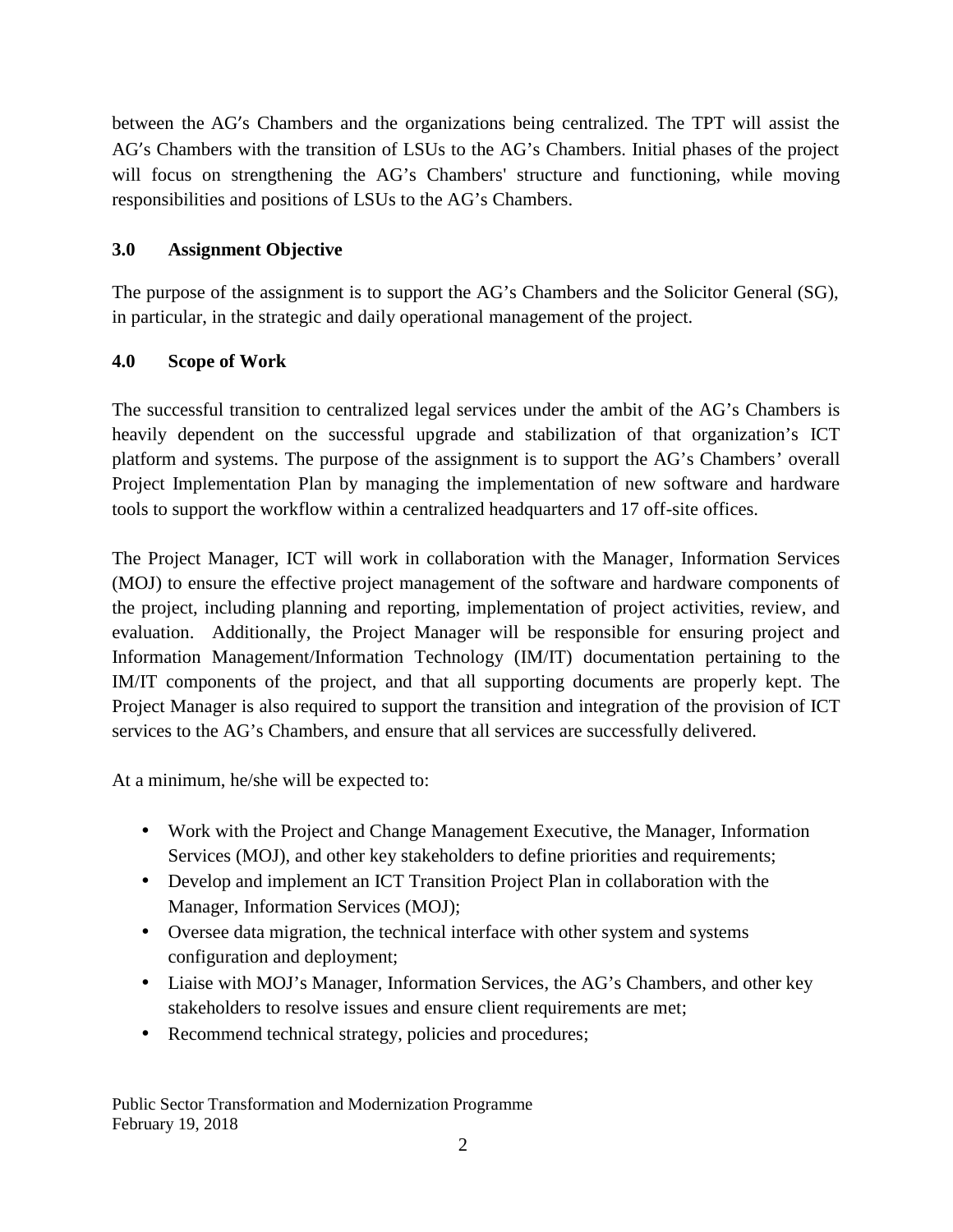between the AG's Chambers and the organizations being centralized. The TPT will assist the AG's Chambers with the transition of LSUs to the AG's Chambers. Initial phases of the project will focus on strengthening the AG's Chambers' structure and functioning, while moving responsibilities and positions of LSUs to the AG's Chambers.

## 3.0 Assignment Objective

The purpose of the assignment is to support the AG's Chambers and the Solicitor General (SG), in particular, in the strategic and daily operational management of the project.

## 4.0 Scope of Work

The successful transition to centralized legal services under the ambit of the AG's Chambers is heavily dependent on the successful upgrade and stabilization of that organization's ICT platform and systems. The purpose of the assignment is to support the AG's Chambers' overall Project Implementation Plan by managing the implementation of new software and hardware tools to support the workflow within a centralized headquarters and 17 off-site offices.

The Project Manager, ICT will work in collaboration with the Manager, Information Services (MOJ) to ensure the effective project management of the software and hardware components of the project, including planning and reporting, implementation of project activities, review, and evaluation. Additionally, the Project Manager will be responsible for ensuring project and Information Management/Information Technology (IM/IT) documentation pertaining to the IM/IT components of the project, and that all supporting documents are properly kept. The Project Manager is also required to support the transition and integration of the provision of ICT services to the AG's Chambers, and ensure that all services are successfully delivered.

At a minimum, he/she will be expected to:

- Work with the Project and Change Management Executive, the Manager, Information Services (MOJ), and other key stakeholders to define priorities and requirements;
- Develop and implement an ICT Transition Project Plan in collaboration with the Manager, Information Services (MOJ);
- Oversee data migration, the technical interface with other system and systems configuration and deployment;
- Liaise with MOJ's Manager, Information Services, the AG's Chambers, and other key stakeholders to resolve issues and ensure client requirements are met;
- Recommend technical strategy, policies and procedures;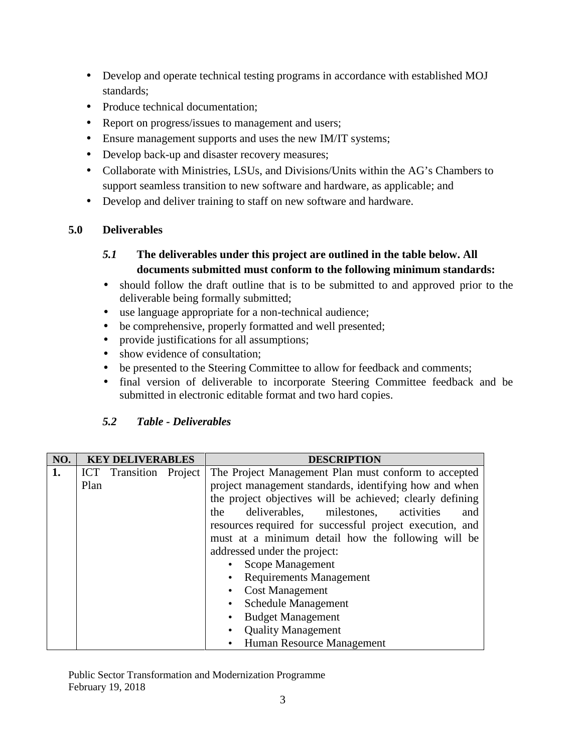- Develop and operate technical testing programs in accordance with established MOJ standards;
- Produce technical documentation;
- Report on progress/issues to management and users;
- Ensure management supports and uses the new IM/IT systems;
- Develop back-up and disaster recovery measures;
- Collaborate with Ministries, LSUs, and Divisions/Units within the AG's Chambers to support seamless transition to new software and hardware, as applicable; and
- Develop and deliver training to staff on new software and hardware.

## 5.0 Deliverables

### *5.1* The deliverables under this project are outlined in the table below. All documents submitted must conform to the following minimum standards:

- should follow the draft outline that is to be submitted to and approved prior to the deliverable being formally submitted;
- use language appropriate for a non-technical audience;
- be comprehensive, properly formatted and well presented;
- provide justifications for all assumptions;
- show evidence of consultation;
- be presented to the Steering Committee to allow for feedback and comments;
- final version of deliverable to incorporate Steering Committee feedback and be submitted in electronic editable format and two hard copies.

### *5.2 Table - Deliverables*

| NO. | KEY DELIVERABLES | DESCRIPTION |
|---|---|---|
| **1.** | ICT Transition Project Plan | The Project Management Plan must conform to accepted project management standards, identifying how and when the project objectives will be achieved; clearly defining the deliverables, milestones, activities and resources required for successful project execution, and must at a minimum detail how the following will be addressed under the project:<br>• Scope Management<br>• Requirements Management<br>• Cost Management<br>• Schedule Management<br>• Budget Management<br>• Quality Management<br>• Human Resource Management |

Public Sector Transformation and Modernization Programme
February 19, 2018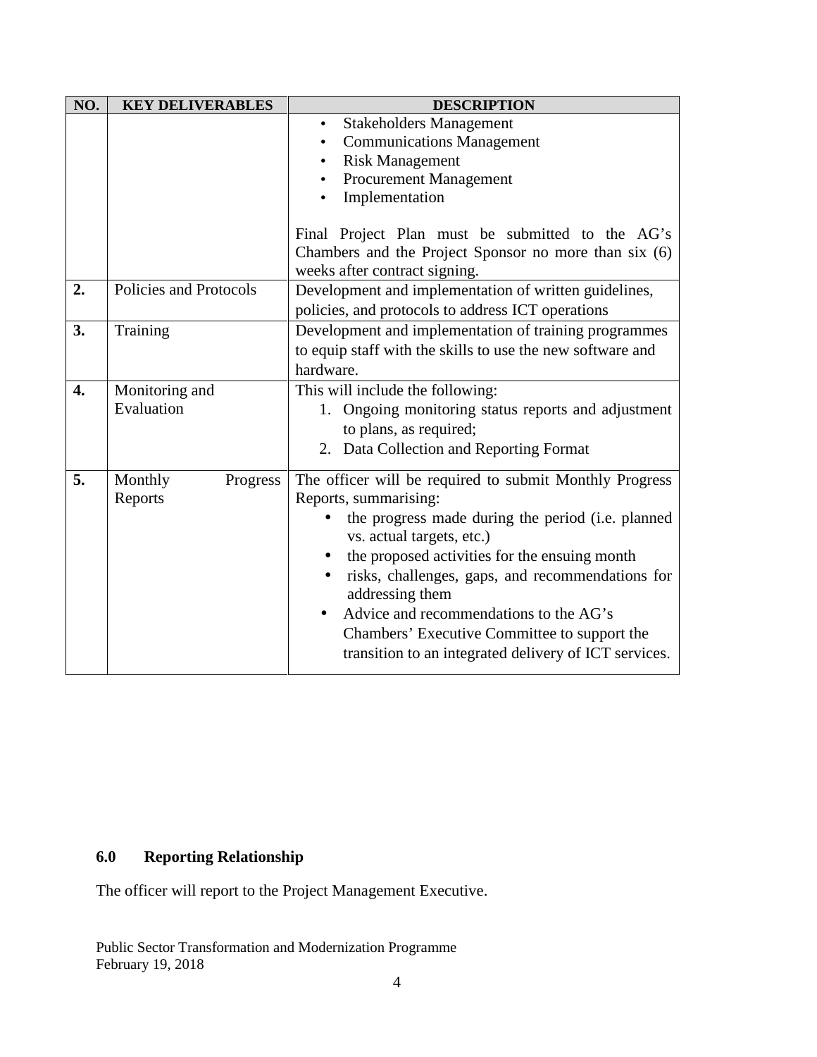| NO. | KEY DELIVERABLES | DESCRIPTION |
|---|---|---|
| | | • Stakeholders Management<br>• Communications Management<br>• Risk Management<br>• Procurement Management<br>• Implementation<br><br>Final Project Plan must be submitted to the AG's Chambers and the Project Sponsor no more than six (6) weeks after contract signing. |
| **2.** | Policies and Protocols | Development and implementation of written guidelines, policies, and protocols to address ICT operations |
| **3.** | Training | Development and implementation of training programmes to equip staff with the skills to use the new software and hardware. |
| **4.** | Monitoring and Evaluation | This will include the following:<br>1. Ongoing monitoring status reports and adjustment to plans, as required;<br>2. Data Collection and Reporting Format |
| **5.** | Monthly Progress Reports | The officer will be required to submit Monthly Progress Reports, summarising:<br>• the progress made during the period (i.e. planned vs. actual targets, etc.)<br>• the proposed activities for the ensuing month<br>• risks, challenges, gaps, and recommendations for addressing them<br>• Advice and recommendations to the AG's Chambers' Executive Committee to support the transition to an integrated delivery of ICT services. |

## 6.0 Reporting Relationship

The officer will report to the Project Management Executive.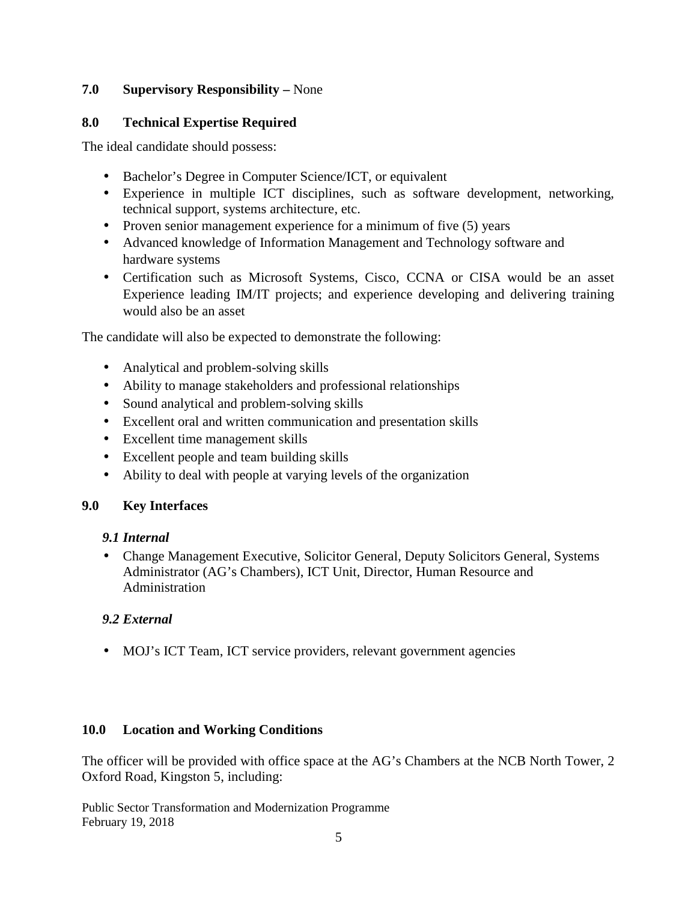**7.0 Supervisory Responsibility –** None

**8.0 Technical Expertise Required**

The ideal candidate should possess:

- Bachelor's Degree in Computer Science/ICT, or equivalent
- Experience in multiple ICT disciplines, such as software development, networking, technical support, systems architecture, etc.
- Proven senior management experience for a minimum of five (5) years
- Advanced knowledge of Information Management and Technology software and hardware systems
- Certification such as Microsoft Systems, Cisco, CCNA or CISA would be an asset Experience leading IM/IT projects; and experience developing and delivering training would also be an asset

The candidate will also be expected to demonstrate the following:

- Analytical and problem-solving skills
- Ability to manage stakeholders and professional relationships
- Sound analytical and problem-solving skills
- Excellent oral and written communication and presentation skills
- Excellent time management skills
- Excellent people and team building skills
- Ability to deal with people at varying levels of the organization

**9.0 Key Interfaces**

***9.1 Internal***

- Change Management Executive, Solicitor General, Deputy Solicitors General, Systems Administrator (AG's Chambers), ICT Unit, Director, Human Resource and Administration

***9.2 External***

- MOJ's ICT Team, ICT service providers, relevant government agencies

**10.0 Location and Working Conditions**

The officer will be provided with office space at the AG's Chambers at the NCB North Tower, 2 Oxford Road, Kingston 5, including: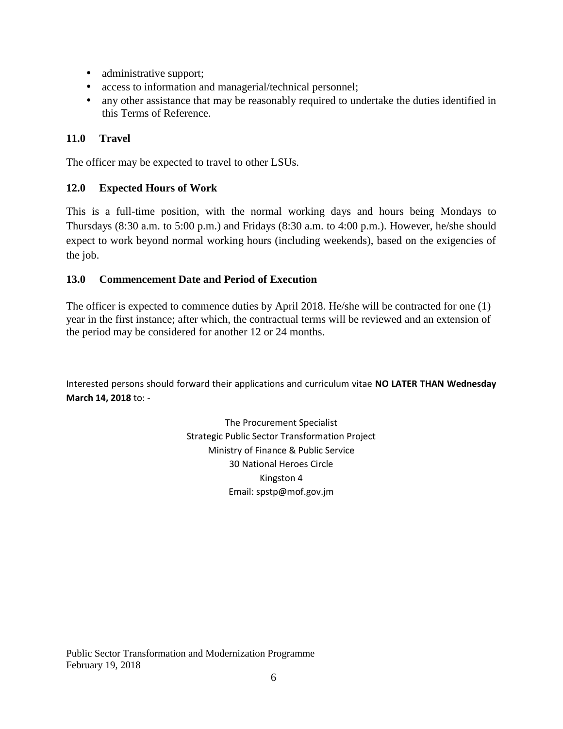- administrative support;
- access to information and managerial/technical personnel;
- any other assistance that may be reasonably required to undertake the duties identified in this Terms of Reference.

## 11.0 Travel

The officer may be expected to travel to other LSUs.

## 12.0 Expected Hours of Work

This is a full-time position, with the normal working days and hours being Mondays to Thursdays (8:30 a.m. to 5:00 p.m.) and Fridays (8:30 a.m. to 4:00 p.m.). However, he/she should expect to work beyond normal working hours (including weekends), based on the exigencies of the job.

## 13.0 Commencement Date and Period of Execution

The officer is expected to commence duties by April 2018. He/she will be contracted for one (1) year in the first instance; after which, the contractual terms will be reviewed and an extension of the period may be considered for another 12 or 24 months.

Interested persons should forward their applications and curriculum vitae **NO LATER THAN Wednesday March 14, 2018** to: -

The Procurement Specialist
Strategic Public Sector Transformation Project
Ministry of Finance & Public Service
30 National Heroes Circle
Kingston 4
Email: spstp@mof.gov.jm

Public Sector Transformation and Modernization Programme
February 19, 2018